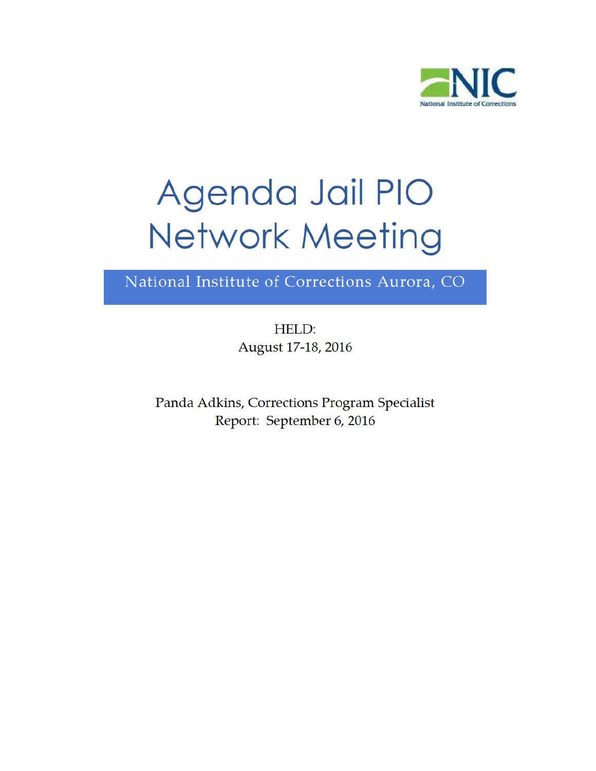NIC

National Institute of Corrections

# Agenda Jail PIO Network Meeting

## National Institute of Corrections Aurora, CO

HELD:
August 17-18, 2016

Panda Adkins, Corrections Program Specialist
Report: September 6, 2016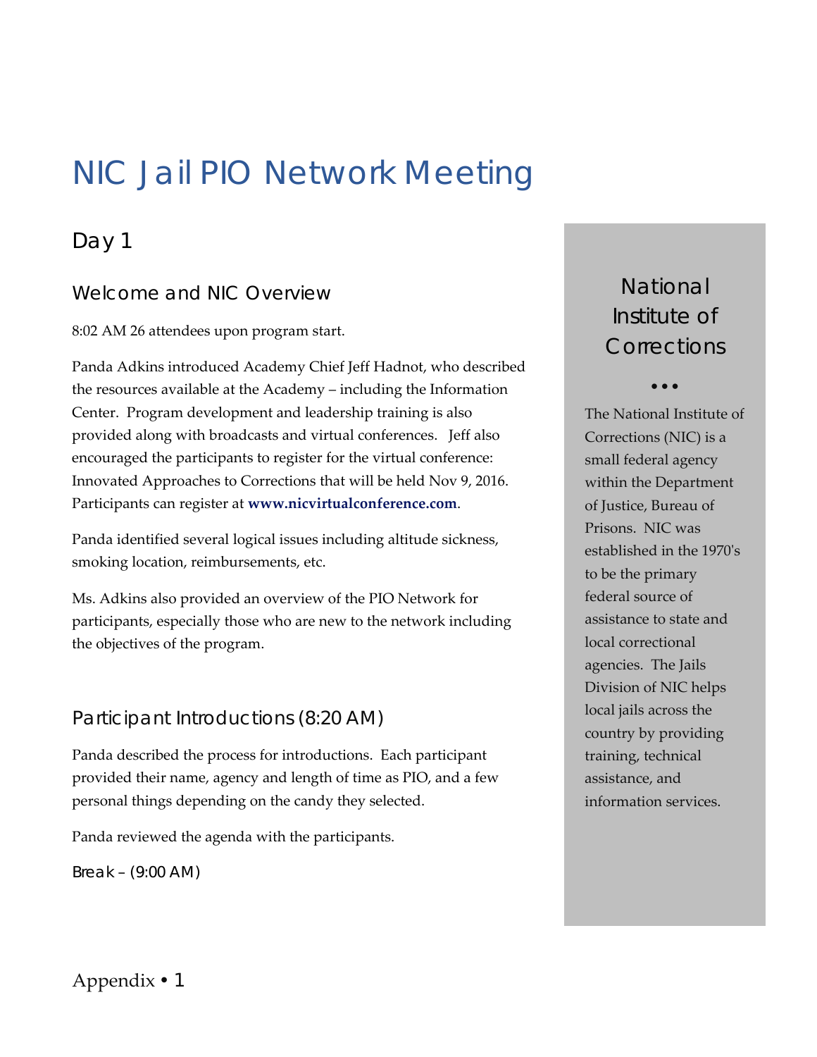# NIC Jail PIO Network Meeting

## Day 1

### Welcome and NIC Overview

8:02 AM 26 attendees upon program start.

Panda Adkins introduced Academy Chief Jeff Hadnot, who described the resources available at the Academy – including the Information Center. Program development and leadership training is also provided along with broadcasts and virtual conferences. Jeff also encouraged the participants to register for the virtual conference: Innovated Approaches to Corrections that will be held Nov 9, 2016. Participants can register at **www.nicvirtualconference.com**.

Panda identified several logical issues including altitude sickness, smoking location, reimbursements, etc.

Ms. Adkins also provided an overview of the PIO Network for participants, especially those who are new to the network including the objectives of the program.

### Participant Introductions (8:20 AM)

Panda described the process for introductions. Each participant provided their name, agency and length of time as PIO, and a few personal things depending on the candy they selected.

Panda reviewed the agenda with the participants.

Break – (9:00 AM)

### National Institute of Corrections

•••

The National Institute of Corrections (NIC) is a small federal agency within the Department of Justice, Bureau of Prisons. NIC was established in the 1970's to be the primary federal source of assistance to state and local correctional agencies. The Jails Division of NIC helps local jails across the country by providing training, technical assistance, and information services.

Appendix • 1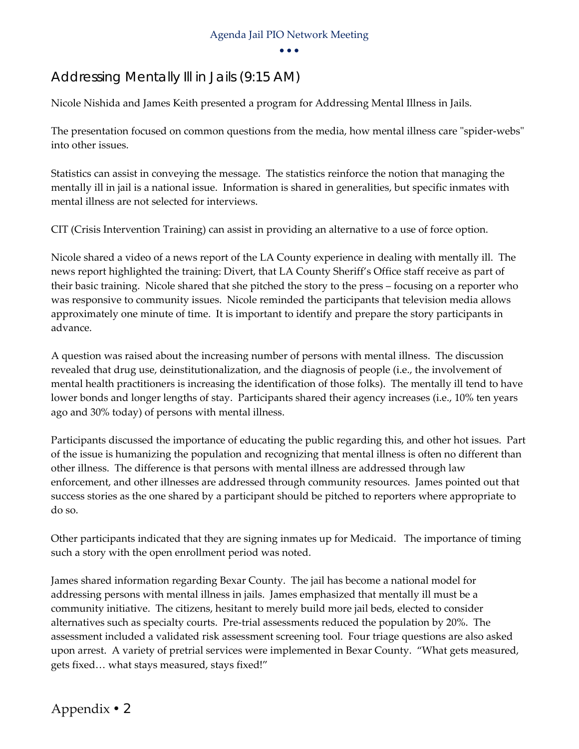## Addressing Mentally Ill in Jails (9:15 AM)

Nicole Nishida and James Keith presented a program for Addressing Mental Illness in Jails.

The presentation focused on common questions from the media, how mental illness care "spider-webs" into other issues.

Statistics can assist in conveying the message. The statistics reinforce the notion that managing the mentally ill in jail is a national issue. Information is shared in generalities, but specific inmates with mental illness are not selected for interviews.

CIT (Crisis Intervention Training) can assist in providing an alternative to a use of force option.

Nicole shared a video of a news report of the LA County experience in dealing with mentally ill. The news report highlighted the training: Divert, that LA County Sheriff's Office staff receive as part of their basic training. Nicole shared that she pitched the story to the press – focusing on a reporter who was responsive to community issues. Nicole reminded the participants that television media allows approximately one minute of time. It is important to identify and prepare the story participants in advance.

A question was raised about the increasing number of persons with mental illness. The discussion revealed that drug use, deinstitutionalization, and the diagnosis of people (i.e., the involvement of mental health practitioners is increasing the identification of those folks). The mentally ill tend to have lower bonds and longer lengths of stay. Participants shared their agency increases (i.e., 10% ten years ago and 30% today) of persons with mental illness.

Participants discussed the importance of educating the public regarding this, and other hot issues. Part of the issue is humanizing the population and recognizing that mental illness is often no different than other illness. The difference is that persons with mental illness are addressed through law enforcement, and other illnesses are addressed through community resources. James pointed out that success stories as the one shared by a participant should be pitched to reporters where appropriate to do so.

Other participants indicated that they are signing inmates up for Medicaid. The importance of timing such a story with the open enrollment period was noted.

James shared information regarding Bexar County. The jail has become a national model for addressing persons with mental illness in jails. James emphasized that mentally ill must be a community initiative. The citizens, hesitant to merely build more jail beds, elected to consider alternatives such as specialty courts. Pre-trial assessments reduced the population by 20%. The assessment included a validated risk assessment screening tool. Four triage questions are also asked upon arrest. A variety of pretrial services were implemented in Bexar County. "What gets measured, gets fixed… what stays measured, stays fixed!"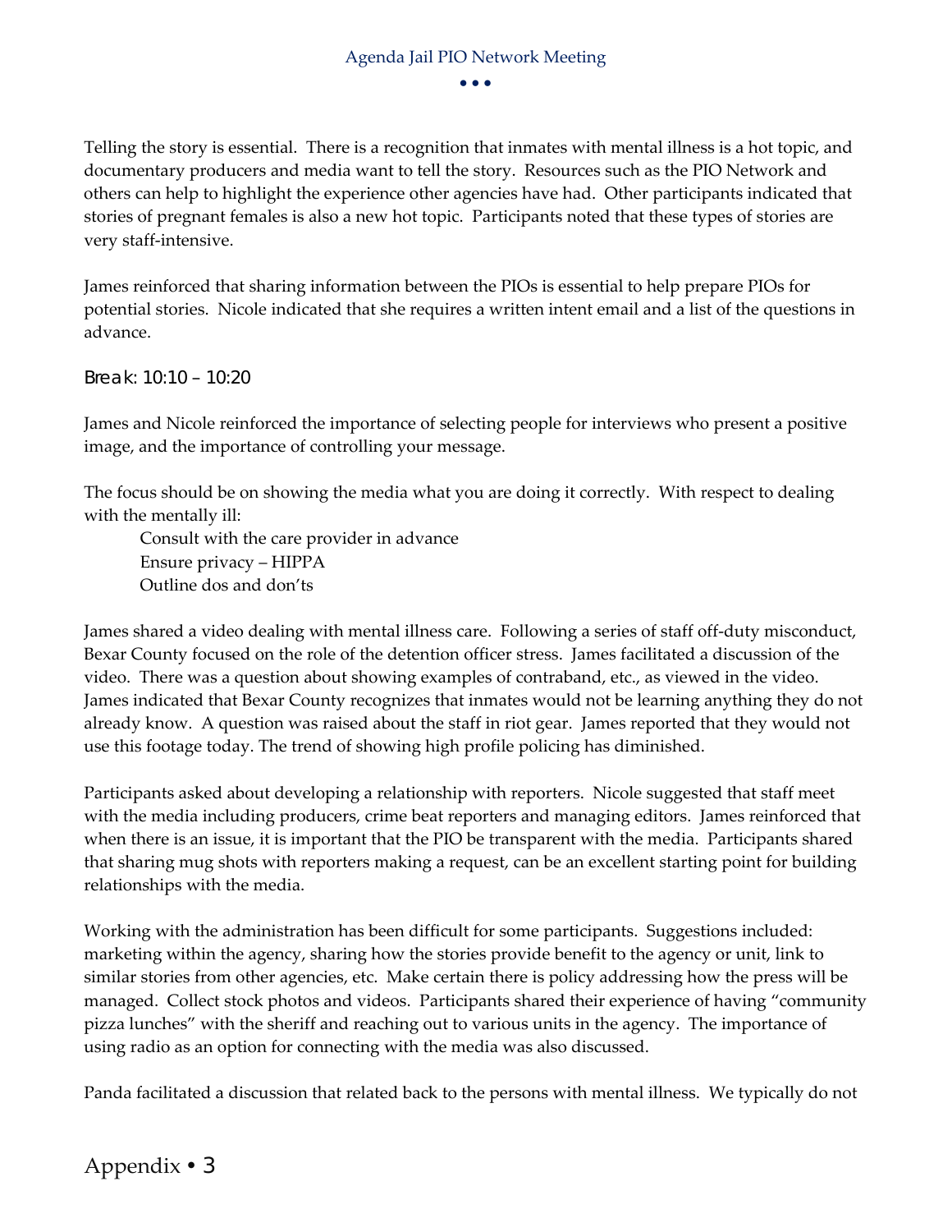Telling the story is essential. There is a recognition that inmates with mental illness is a hot topic, and documentary producers and media want to tell the story. Resources such as the PIO Network and others can help to highlight the experience other agencies have had. Other participants indicated that stories of pregnant females is also a new hot topic. Participants noted that these types of stories are very staff-intensive.

James reinforced that sharing information between the PIOs is essential to help prepare PIOs for potential stories. Nicole indicated that she requires a written intent email and a list of the questions in advance.

Break: 10:10 – 10:20

James and Nicole reinforced the importance of selecting people for interviews who present a positive image, and the importance of controlling your message.

The focus should be on showing the media what you are doing it correctly. With respect to dealing with the mentally ill:

- Consult with the care provider in advance
- Ensure privacy – HIPPA
- Outline dos and don'ts

James shared a video dealing with mental illness care. Following a series of staff off-duty misconduct, Bexar County focused on the role of the detention officer stress. James facilitated a discussion of the video. There was a question about showing examples of contraband, etc., as viewed in the video. James indicated that Bexar County recognizes that inmates would not be learning anything they do not already know. A question was raised about the staff in riot gear. James reported that they would not use this footage today. The trend of showing high profile policing has diminished.

Participants asked about developing a relationship with reporters. Nicole suggested that staff meet with the media including producers, crime beat reporters and managing editors. James reinforced that when there is an issue, it is important that the PIO be transparent with the media. Participants shared that sharing mug shots with reporters making a request, can be an excellent starting point for building relationships with the media.

Working with the administration has been difficult for some participants. Suggestions included: marketing within the agency, sharing how the stories provide benefit to the agency or unit, link to similar stories from other agencies, etc. Make certain there is policy addressing how the press will be managed. Collect stock photos and videos. Participants shared their experience of having "community pizza lunches" with the sheriff and reaching out to various units in the agency. The importance of using radio as an option for connecting with the media was also discussed.

Panda facilitated a discussion that related back to the persons with mental illness. We typically do not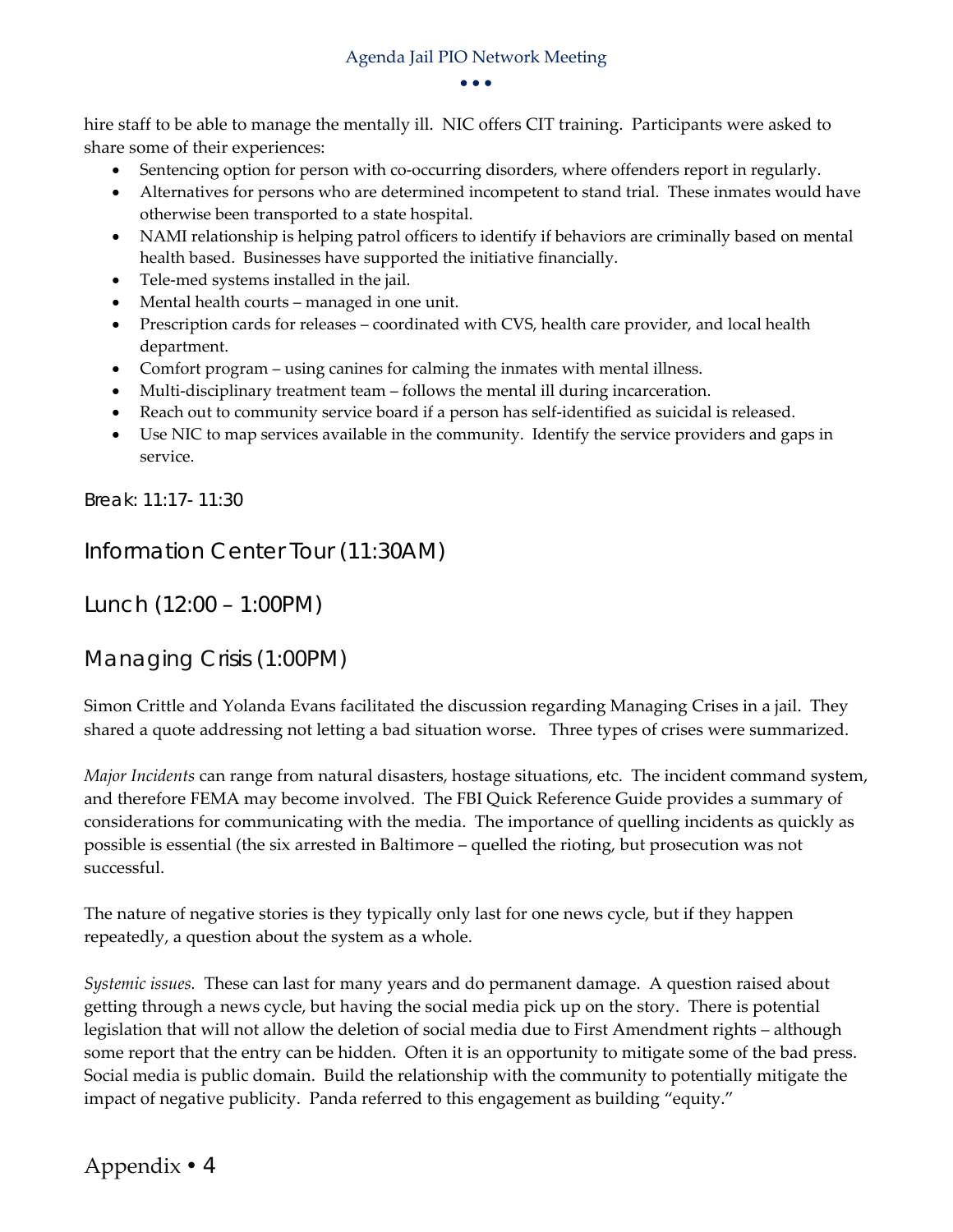hire staff to be able to manage the mentally ill. NIC offers CIT training. Participants were asked to share some of their experiences:

- Sentencing option for person with co-occurring disorders, where offenders report in regularly.
- Alternatives for persons who are determined incompetent to stand trial. These inmates would have otherwise been transported to a state hospital.
- NAMI relationship is helping patrol officers to identify if behaviors are criminally based on mental health based. Businesses have supported the initiative financially.
- Tele-med systems installed in the jail.
- Mental health courts – managed in one unit.
- Prescription cards for releases – coordinated with CVS, health care provider, and local health department.
- Comfort program – using canines for calming the inmates with mental illness.
- Multi-disciplinary treatment team – follows the mental ill during incarceration.
- Reach out to community service board if a person has self-identified as suicidal is released.
- Use NIC to map services available in the community. Identify the service providers and gaps in service.

Break: 11:17- 11:30

## Information Center Tour (11:30AM)

## Lunch (12:00 – 1:00PM)

## Managing Crisis (1:00PM)

Simon Crittle and Yolanda Evans facilitated the discussion regarding Managing Crises in a jail. They shared a quote addressing not letting a bad situation worse. Three types of crises were summarized.

*Major Incidents* can range from natural disasters, hostage situations, etc. The incident command system, and therefore FEMA may become involved. The FBI Quick Reference Guide provides a summary of considerations for communicating with the media. The importance of quelling incidents as quickly as possible is essential (the six arrested in Baltimore – quelled the rioting, but prosecution was not successful.

The nature of negative stories is they typically only last for one news cycle, but if they happen repeatedly, a question about the system as a whole.

*Systemic issues.* These can last for many years and do permanent damage. A question raised about getting through a news cycle, but having the social media pick up on the story. There is potential legislation that will not allow the deletion of social media due to First Amendment rights – although some report that the entry can be hidden. Often it is an opportunity to mitigate some of the bad press. Social media is public domain. Build the relationship with the community to potentially mitigate the impact of negative publicity. Panda referred to this engagement as building "equity."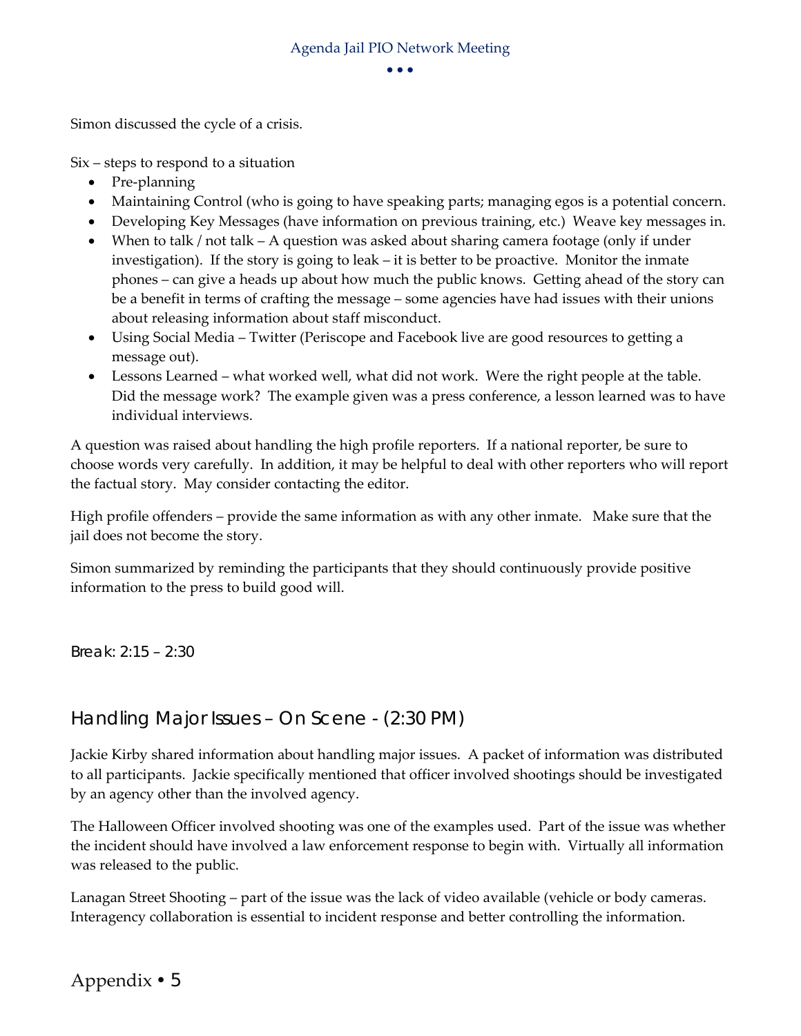Simon discussed the cycle of a crisis.

Six – steps to respond to a situation

- Pre-planning
- Maintaining Control (who is going to have speaking parts; managing egos is a potential concern.
- Developing Key Messages (have information on previous training, etc.) Weave key messages in.
- When to talk / not talk – A question was asked about sharing camera footage (only if under investigation). If the story is going to leak – it is better to be proactive. Monitor the inmate phones – can give a heads up about how much the public knows. Getting ahead of the story can be a benefit in terms of crafting the message – some agencies have had issues with their unions about releasing information about staff misconduct.
- Using Social Media – Twitter (Periscope and Facebook live are good resources to getting a message out).
- Lessons Learned – what worked well, what did not work. Were the right people at the table. Did the message work? The example given was a press conference, a lesson learned was to have individual interviews.

A question was raised about handling the high profile reporters. If a national reporter, be sure to choose words very carefully. In addition, it may be helpful to deal with other reporters who will report the factual story. May consider contacting the editor.

High profile offenders – provide the same information as with any other inmate. Make sure that the jail does not become the story.

Simon summarized by reminding the participants that they should continuously provide positive information to the press to build good will.

Break: 2:15 – 2:30

## Handling Major Issues – On Scene - (2:30 PM)

Jackie Kirby shared information about handling major issues. A packet of information was distributed to all participants. Jackie specifically mentioned that officer involved shootings should be investigated by an agency other than the involved agency.

The Halloween Officer involved shooting was one of the examples used. Part of the issue was whether the incident should have involved a law enforcement response to begin with. Virtually all information was released to the public.

Lanagan Street Shooting – part of the issue was the lack of video available (vehicle or body cameras. Interagency collaboration is essential to incident response and better controlling the information.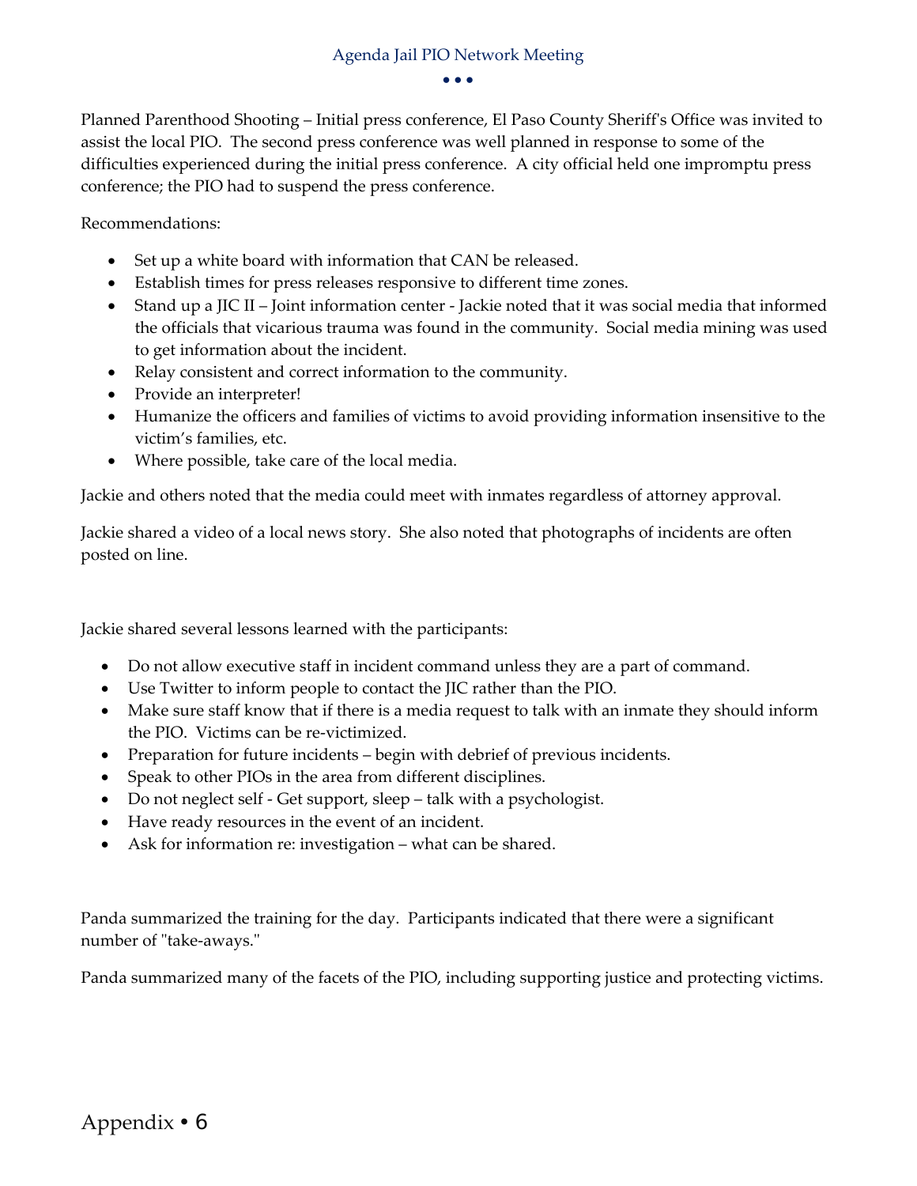Planned Parenthood Shooting – Initial press conference, El Paso County Sheriff's Office was invited to assist the local PIO. The second press conference was well planned in response to some of the difficulties experienced during the initial press conference. A city official held one impromptu press conference; the PIO had to suspend the press conference.

Recommendations:

- Set up a white board with information that CAN be released.
- Establish times for press releases responsive to different time zones.
- Stand up a JIC II – Joint information center - Jackie noted that it was social media that informed the officials that vicarious trauma was found in the community. Social media mining was used to get information about the incident.
- Relay consistent and correct information to the community.
- Provide an interpreter!
- Humanize the officers and families of victims to avoid providing information insensitive to the victim's families, etc.
- Where possible, take care of the local media.

Jackie and others noted that the media could meet with inmates regardless of attorney approval.

Jackie shared a video of a local news story. She also noted that photographs of incidents are often posted on line.

Jackie shared several lessons learned with the participants:

- Do not allow executive staff in incident command unless they are a part of command.
- Use Twitter to inform people to contact the JIC rather than the PIO.
- Make sure staff know that if there is a media request to talk with an inmate they should inform the PIO. Victims can be re-victimized.
- Preparation for future incidents – begin with debrief of previous incidents.
- Speak to other PIOs in the area from different disciplines.
- Do not neglect self - Get support, sleep – talk with a psychologist.
- Have ready resources in the event of an incident.
- Ask for information re: investigation – what can be shared.

Panda summarized the training for the day. Participants indicated that there were a significant number of "take-aways."

Panda summarized many of the facets of the PIO, including supporting justice and protecting victims.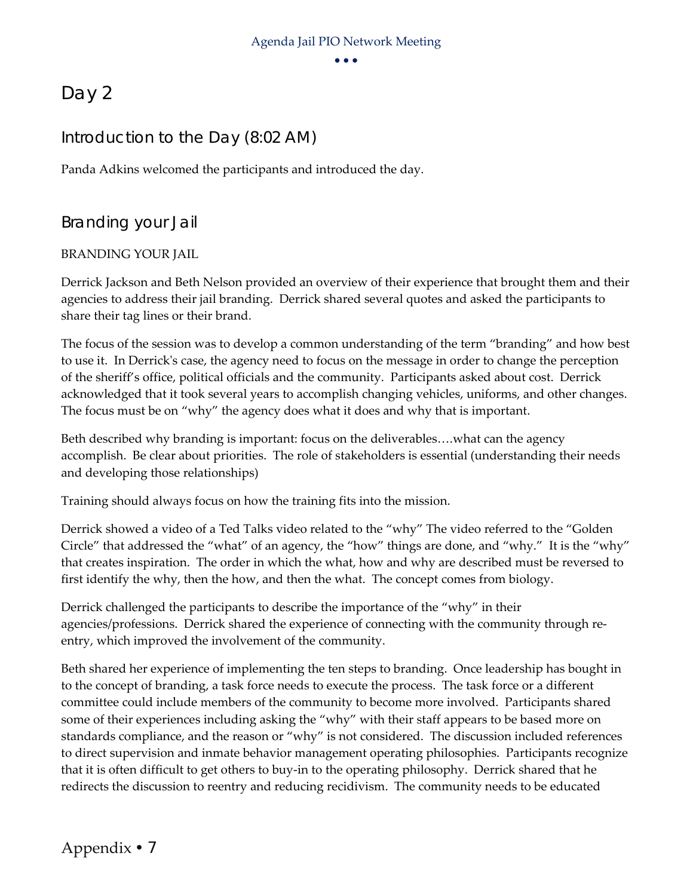# Day 2

## Introduction to the Day (8:02 AM)

Panda Adkins welcomed the participants and introduced the day.

## Branding your Jail

BRANDING YOUR JAIL

Derrick Jackson and Beth Nelson provided an overview of their experience that brought them and their agencies to address their jail branding. Derrick shared several quotes and asked the participants to share their tag lines or their brand.

The focus of the session was to develop a common understanding of the term "branding" and how best to use it. In Derrick's case, the agency need to focus on the message in order to change the perception of the sheriff's office, political officials and the community. Participants asked about cost. Derrick acknowledged that it took several years to accomplish changing vehicles, uniforms, and other changes. The focus must be on "why" the agency does what it does and why that is important.

Beth described why branding is important: focus on the deliverables….what can the agency accomplish. Be clear about priorities. The role of stakeholders is essential (understanding their needs and developing those relationships)

Training should always focus on how the training fits into the mission.

Derrick showed a video of a Ted Talks video related to the "why" The video referred to the "Golden Circle" that addressed the "what" of an agency, the "how" things are done, and "why." It is the "why" that creates inspiration. The order in which the what, how and why are described must be reversed to first identify the why, then the how, and then the what. The concept comes from biology.

Derrick challenged the participants to describe the importance of the "why" in their agencies/professions. Derrick shared the experience of connecting with the community through re-entry, which improved the involvement of the community.

Beth shared her experience of implementing the ten steps to branding. Once leadership has bought in to the concept of branding, a task force needs to execute the process. The task force or a different committee could include members of the community to become more involved. Participants shared some of their experiences including asking the "why" with their staff appears to be based more on standards compliance, and the reason or "why" is not considered. The discussion included references to direct supervision and inmate behavior management operating philosophies. Participants recognize that it is often difficult to get others to buy-in to the operating philosophy. Derrick shared that he redirects the discussion to reentry and reducing recidivism. The community needs to be educated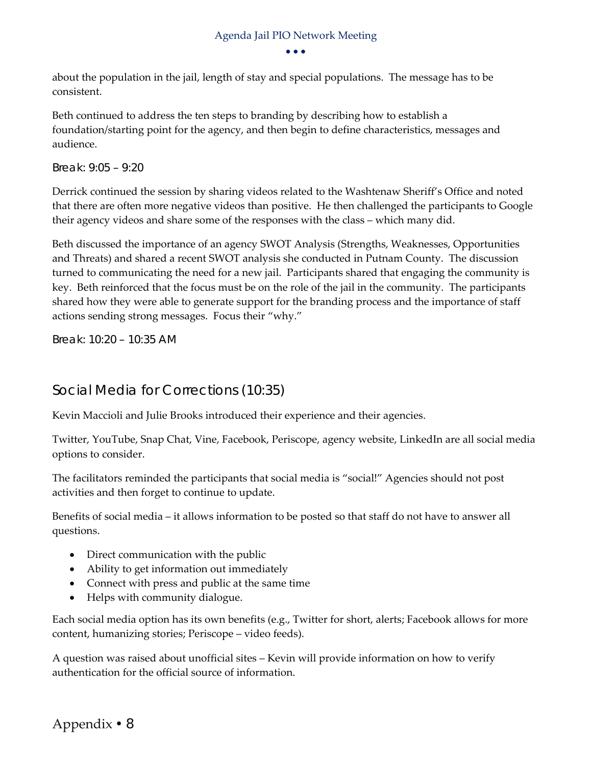about the population in the jail, length of stay and special populations. The message has to be consistent.

Beth continued to address the ten steps to branding by describing how to establish a foundation/starting point for the agency, and then begin to define characteristics, messages and audience.

Break: 9:05 – 9:20

Derrick continued the session by sharing videos related to the Washtenaw Sheriff's Office and noted that there are often more negative videos than positive. He then challenged the participants to Google their agency videos and share some of the responses with the class – which many did.

Beth discussed the importance of an agency SWOT Analysis (Strengths, Weaknesses, Opportunities and Threats) and shared a recent SWOT analysis she conducted in Putnam County. The discussion turned to communicating the need for a new jail. Participants shared that engaging the community is key. Beth reinforced that the focus must be on the role of the jail in the community. The participants shared how they were able to generate support for the branding process and the importance of staff actions sending strong messages. Focus their "why."

Break: 10:20 – 10:35 AM

## Social Media for Corrections (10:35)

Kevin Maccioli and Julie Brooks introduced their experience and their agencies.

Twitter, YouTube, Snap Chat, Vine, Facebook, Periscope, agency website, LinkedIn are all social media options to consider.

The facilitators reminded the participants that social media is "social!" Agencies should not post activities and then forget to continue to update.

Benefits of social media – it allows information to be posted so that staff do not have to answer all questions.

- Direct communication with the public
- Ability to get information out immediately
- Connect with press and public at the same time
- Helps with community dialogue.

Each social media option has its own benefits (e.g., Twitter for short, alerts; Facebook allows for more content, humanizing stories; Periscope – video feeds).

A question was raised about unofficial sites – Kevin will provide information on how to verify authentication for the official source of information.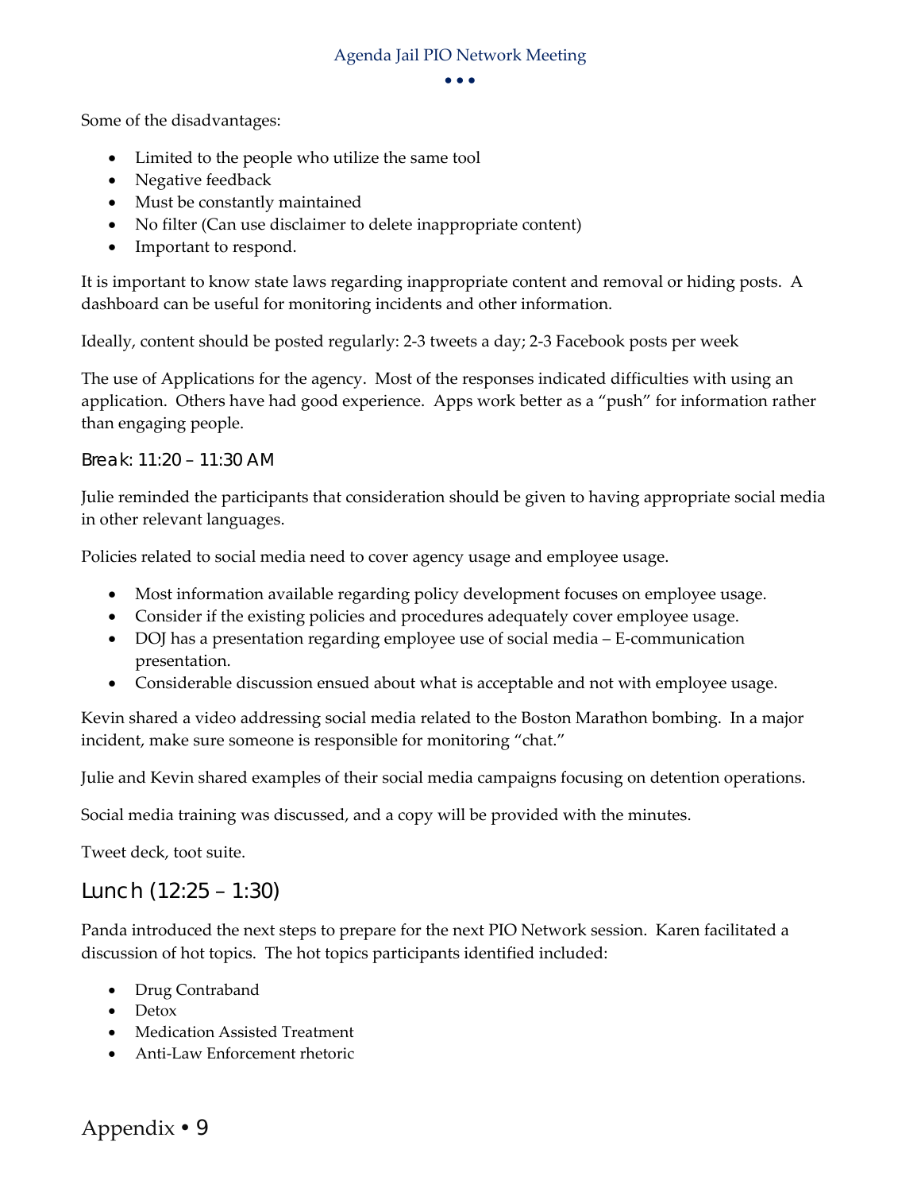Some of the disadvantages:

- Limited to the people who utilize the same tool
- Negative feedback
- Must be constantly maintained
- No filter (Can use disclaimer to delete inappropriate content)
- Important to respond.

It is important to know state laws regarding inappropriate content and removal or hiding posts. A dashboard can be useful for monitoring incidents and other information.

Ideally, content should be posted regularly: 2-3 tweets a day; 2-3 Facebook posts per week

The use of Applications for the agency. Most of the responses indicated difficulties with using an application. Others have had good experience. Apps work better as a "push" for information rather than engaging people.

### Break: 11:20 – 11:30 AM

Julie reminded the participants that consideration should be given to having appropriate social media in other relevant languages.

Policies related to social media need to cover agency usage and employee usage.

- Most information available regarding policy development focuses on employee usage.
- Consider if the existing policies and procedures adequately cover employee usage.
- DOJ has a presentation regarding employee use of social media – E-communication presentation.
- Considerable discussion ensued about what is acceptable and not with employee usage.

Kevin shared a video addressing social media related to the Boston Marathon bombing. In a major incident, make sure someone is responsible for monitoring "chat."

Julie and Kevin shared examples of their social media campaigns focusing on detention operations.

Social media training was discussed, and a copy will be provided with the minutes.

Tweet deck, toot suite.

## Lunch (12:25 – 1:30)

Panda introduced the next steps to prepare for the next PIO Network session. Karen facilitated a discussion of hot topics. The hot topics participants identified included:

- Drug Contraband
- Detox
- Medication Assisted Treatment
- Anti-Law Enforcement rhetoric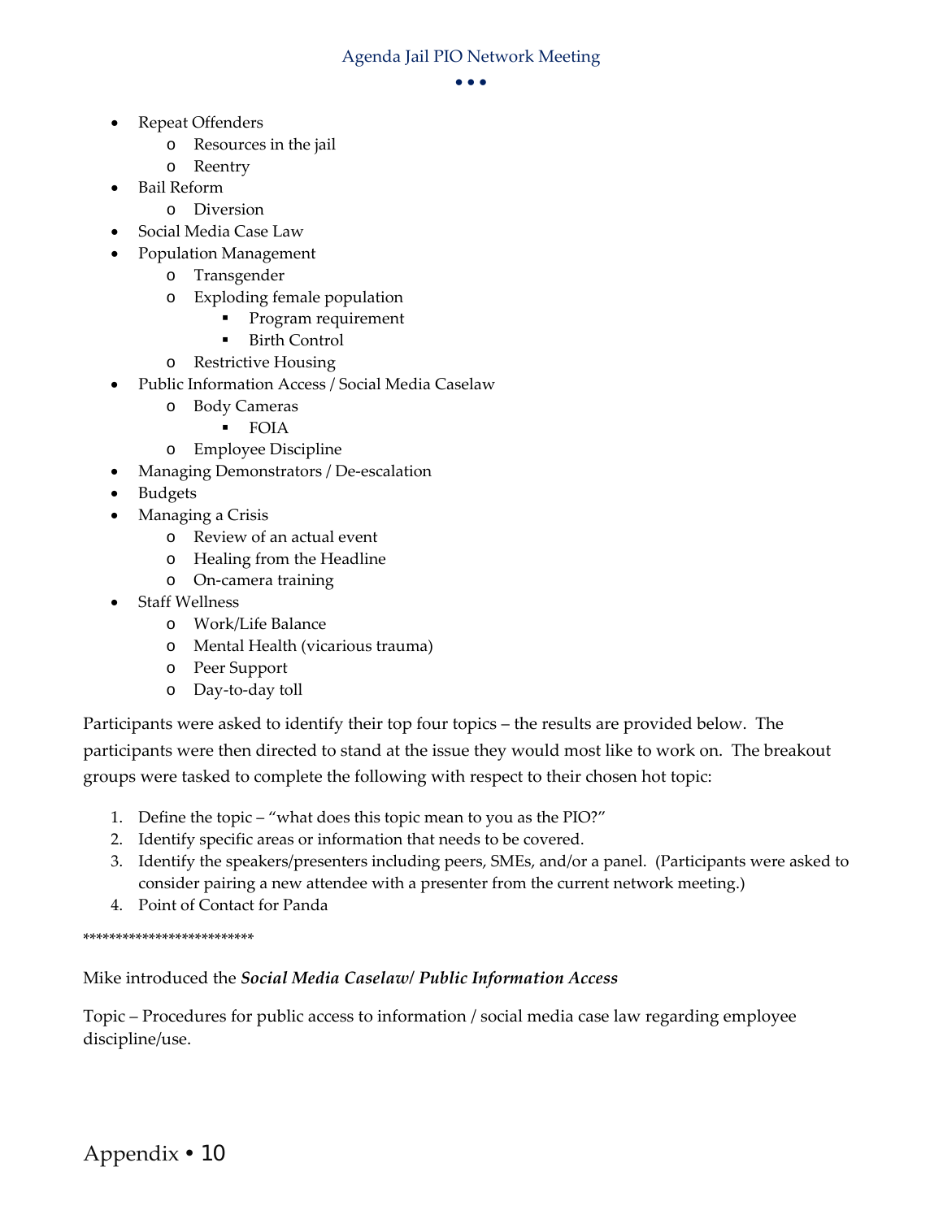- Repeat Offenders
    - Resources in the jail
    - Reentry
- Bail Reform
    - Diversion
- Social Media Case Law
- Population Management
    - Transgender
    - Exploding female population
        - Program requirement
        - Birth Control
    - Restrictive Housing
- Public Information Access / Social Media Caselaw
    - Body Cameras
        - FOIA
    - Employee Discipline
- Managing Demonstrators / De-escalation
- Budgets
- Managing a Crisis
    - Review of an actual event
    - Healing from the Headline
    - On-camera training
- Staff Wellness
    - Work/Life Balance
    - Mental Health (vicarious trauma)
    - Peer Support
    - Day-to-day toll

Participants were asked to identify their top four topics – the results are provided below. The participants were then directed to stand at the issue they would most like to work on. The breakout groups were tasked to complete the following with respect to their chosen hot topic:

1. Define the topic – "what does this topic mean to you as the PIO?"
2. Identify specific areas or information that needs to be covered.
3. Identify the speakers/presenters including peers, SMEs, and/or a panel. (Participants were asked to consider pairing a new attendee with a presenter from the current network meeting.)
4. Point of Contact for Panda

*************************

Mike introduced the ***Social Media Caselaw/ Public Information Access***

Topic – Procedures for public access to information / social media case law regarding employee discipline/use.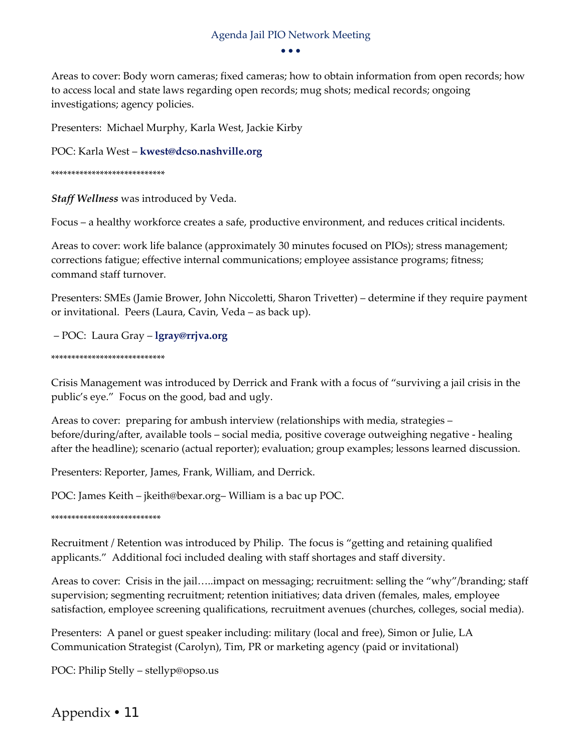Areas to cover: Body worn cameras; fixed cameras; how to obtain information from open records; how to access local and state laws regarding open records; mug shots; medical records; ongoing investigations; agency policies.

Presenters: Michael Murphy, Karla West, Jackie Kirby

POC: Karla West – **kwest@dcso.nashville.org**

***************************

***Staff Wellness*** was introduced by Veda.

Focus – a healthy workforce creates a safe, productive environment, and reduces critical incidents.

Areas to cover: work life balance (approximately 30 minutes focused on PIOs); stress management; corrections fatigue; effective internal communications; employee assistance programs; fitness; command staff turnover.

Presenters: SMEs (Jamie Brower, John Niccoletti, Sharon Trivetter) – determine if they require payment or invitational. Peers (Laura, Cavin, Veda – as back up).

– POC: Laura Gray – **lgray@rrjva.org**

***************************

Crisis Management was introduced by Derrick and Frank with a focus of "surviving a jail crisis in the public's eye." Focus on the good, bad and ugly.

Areas to cover: preparing for ambush interview (relationships with media, strategies – before/during/after, available tools – social media, positive coverage outweighing negative - healing after the headline); scenario (actual reporter); evaluation; group examples; lessons learned discussion.

Presenters: Reporter, James, Frank, William, and Derrick.

POC: James Keith – jkeith@bexar.org– William is a bac up POC.

**************************

Recruitment / Retention was introduced by Philip. The focus is "getting and retaining qualified applicants." Additional foci included dealing with staff shortages and staff diversity.

Areas to cover: Crisis in the jail…..impact on messaging; recruitment: selling the "why"/branding; staff supervision; segmenting recruitment; retention initiatives; data driven (females, males, employee satisfaction, employee screening qualifications, recruitment avenues (churches, colleges, social media).

Presenters: A panel or guest speaker including: military (local and free), Simon or Julie, LA Communication Strategist (Carolyn), Tim, PR or marketing agency (paid or invitational)

POC: Philip Stelly – stellyp@opso.us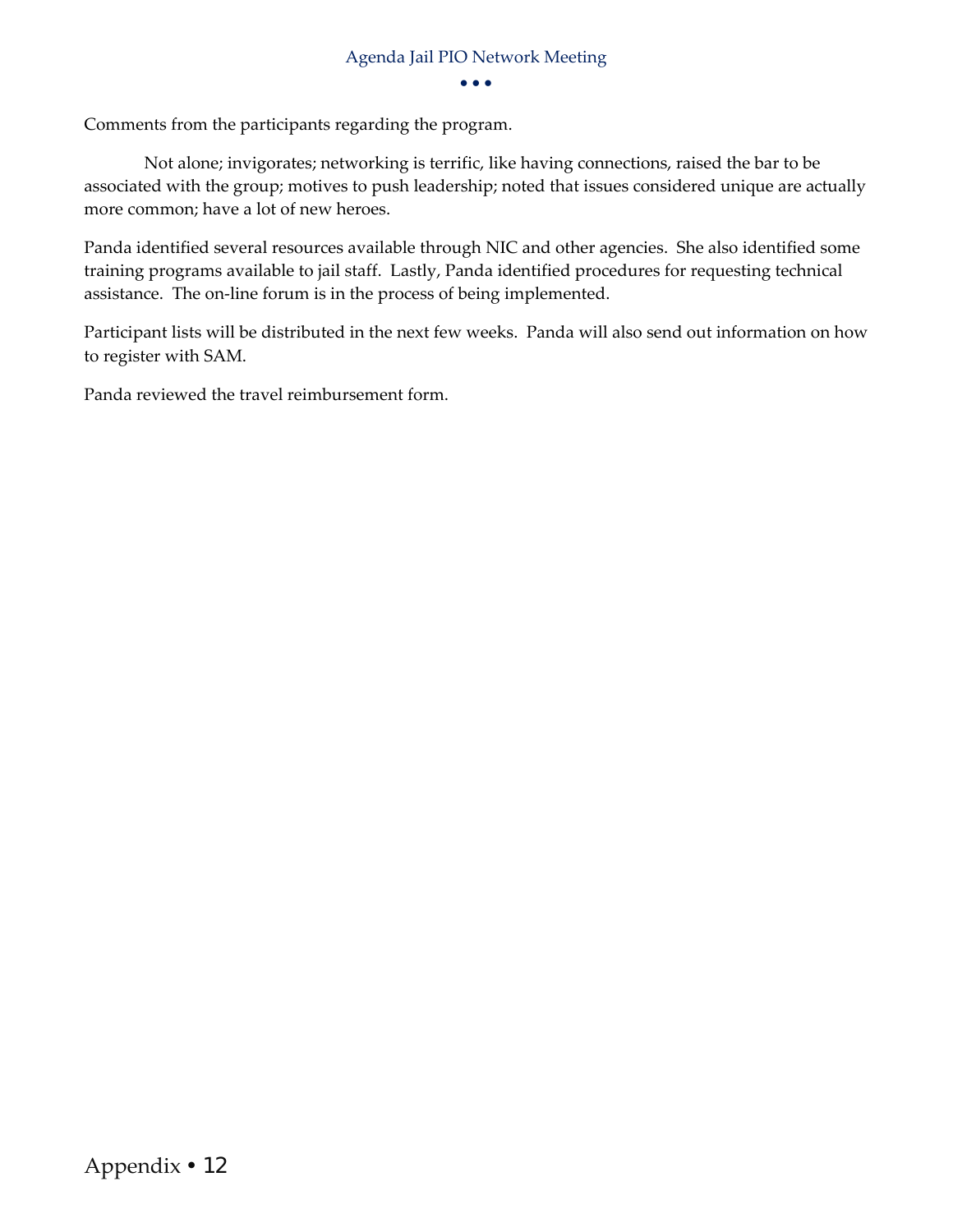Comments from the participants regarding the program.

Not alone; invigorates; networking is terrific, like having connections, raised the bar to be associated with the group; motives to push leadership; noted that issues considered unique are actually more common; have a lot of new heroes.

Panda identified several resources available through NIC and other agencies. She also identified some training programs available to jail staff. Lastly, Panda identified procedures for requesting technical assistance. The on-line forum is in the process of being implemented.

Participant lists will be distributed in the next few weeks. Panda will also send out information on how to register with SAM.

Panda reviewed the travel reimbursement form.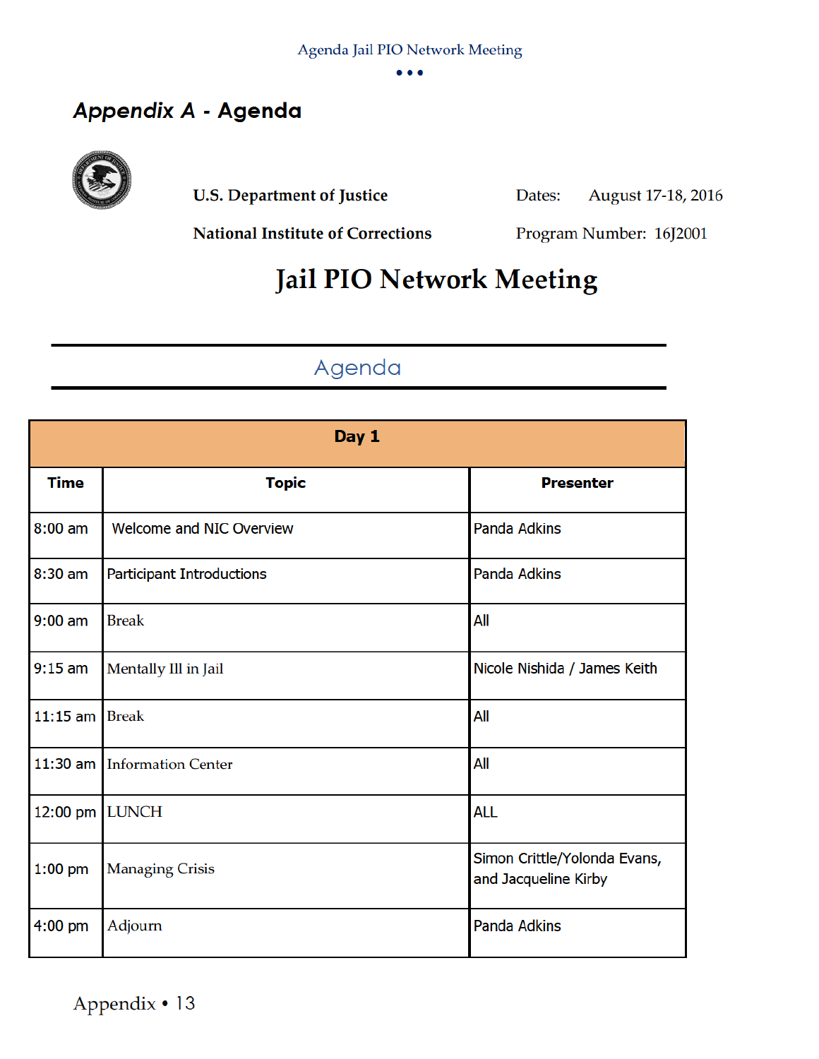## Appendix A - Agenda

**U.S. Department of Justice**

**National Institute of Corrections**

Dates: August 17-18, 2016

Program Number: 16J2001

# Jail PIO Network Meeting

## Agenda

| Day 1 | | |
|---|---|---|
| **Time** | **Topic** | **Presenter** |
| 8:00 am | Welcome and NIC Overview | Panda Adkins |
| 8:30 am | Participant Introductions | Panda Adkins |
| 9:00 am | Break | All |
| 9:15 am | Mentally Ill in Jail | Nicole Nishida / James Keith |
| 11:15 am | Break | All |
| 11:30 am | Information Center | All |
| 12:00 pm | LUNCH | ALL |
| 1:00 pm | Managing Crisis | Simon Crittle/Yolonda Evans, and Jacqueline Kirby |
| 4:00 pm | Adjourn | Panda Adkins |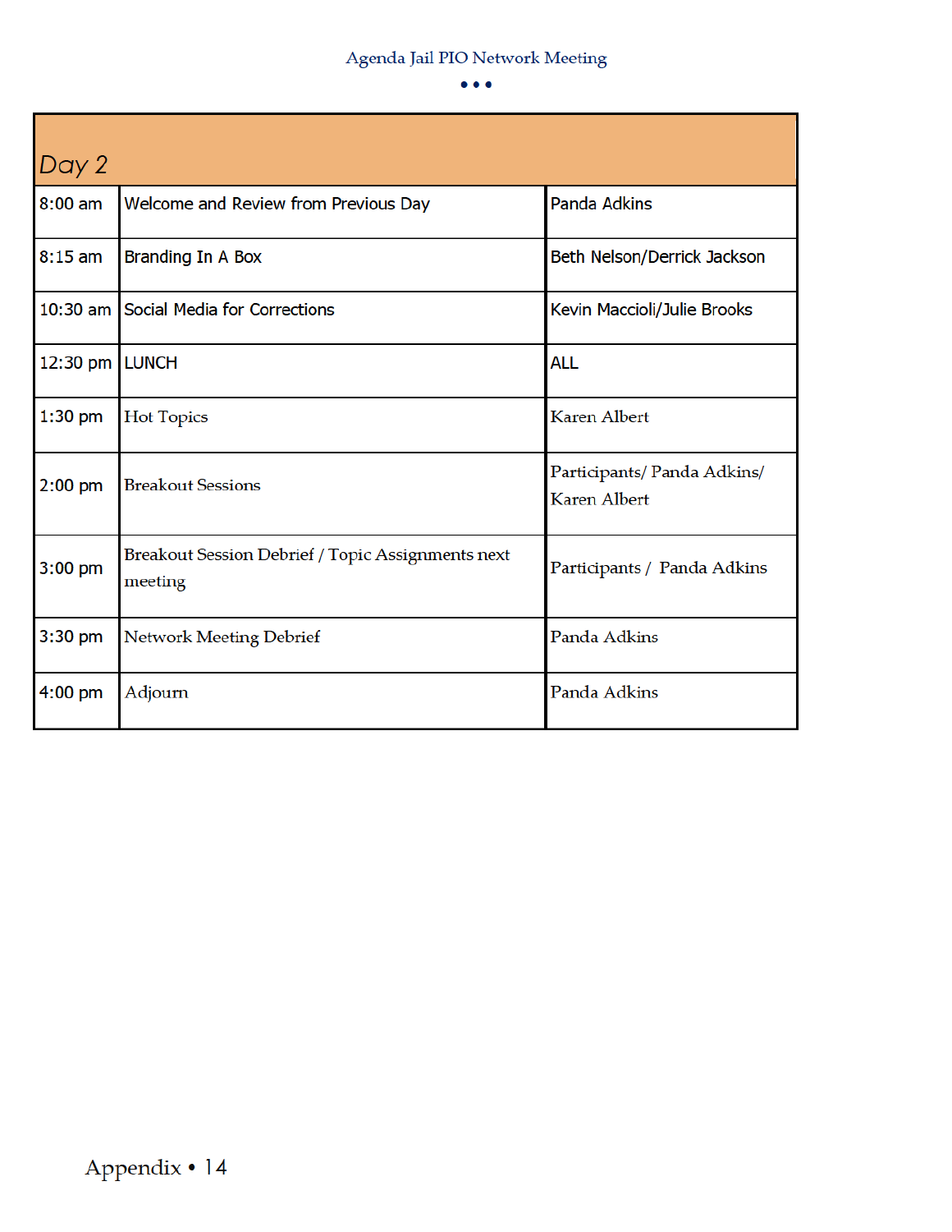| Day 2 | | |
|---|---|---|
| 8:00 am | Welcome and Review from Previous Day | Panda Adkins |
| 8:15 am | Branding In A Box | Beth Nelson/Derrick Jackson |
| 10:30 am | Social Media for Corrections | Kevin Maccioli/Julie Brooks |
| 12:30 pm | LUNCH | ALL |
| 1:30 pm | Hot Topics | Karen Albert |
| 2:00 pm | Breakout Sessions | Participants/ Panda Adkins/ Karen Albert |
| 3:00 pm | Breakout Session Debrief / Topic Assignments next meeting | Participants / Panda Adkins |
| 3:30 pm | Network Meeting Debrief | Panda Adkins |
| 4:00 pm | Adjourn | Panda Adkins |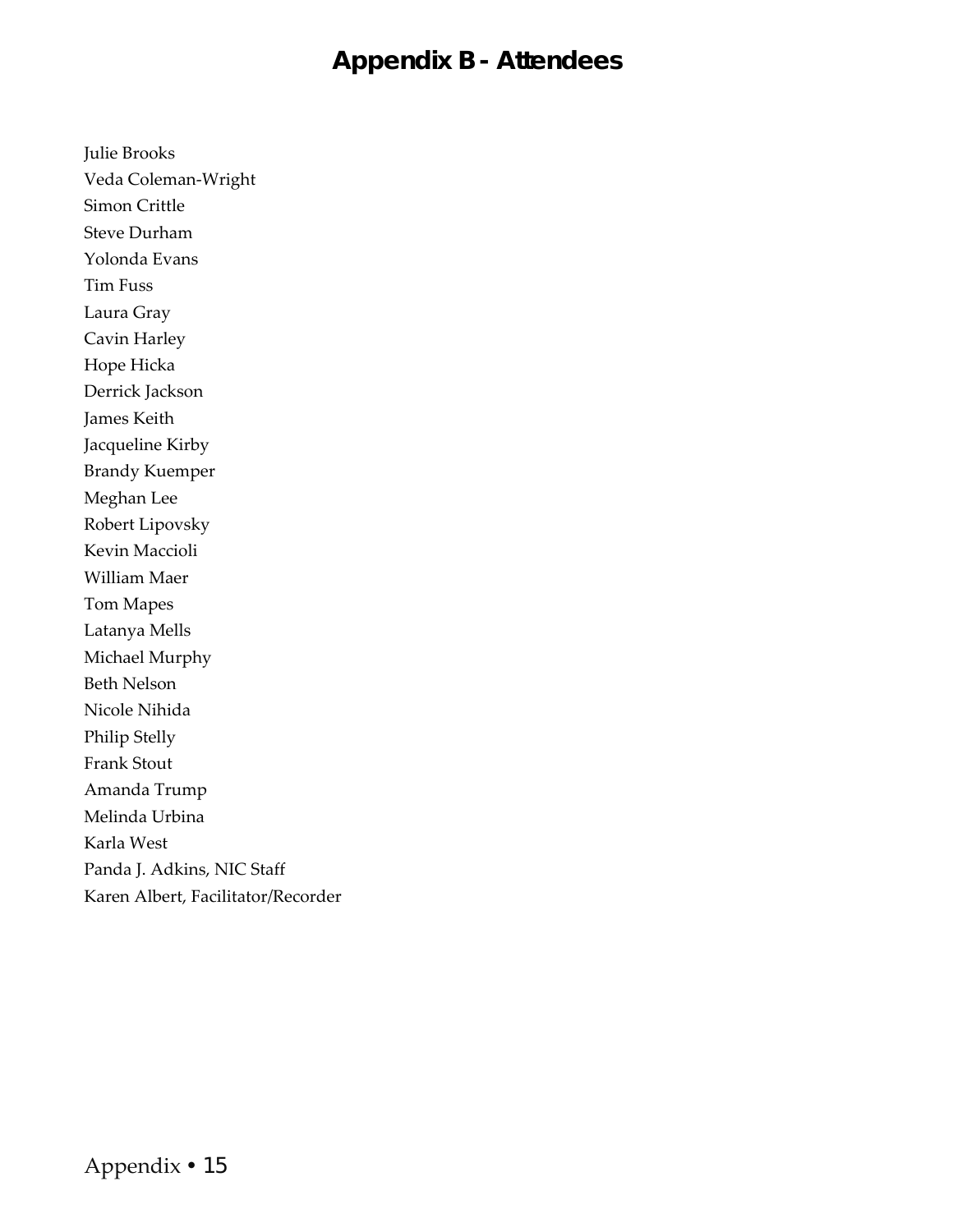# Appendix B - Attendees

Julie Brooks
Veda Coleman-Wright
Simon Crittle
Steve Durham
Yolonda Evans
Tim Fuss
Laura Gray
Cavin Harley
Hope Hicka
Derrick Jackson
James Keith
Jacqueline Kirby
Brandy Kuemper
Meghan Lee
Robert Lipovsky
Kevin Maccioli
William Maer
Tom Mapes
Latanya Mells
Michael Murphy
Beth Nelson
Nicole Nihida
Philip Stelly
Frank Stout
Amanda Trump
Melinda Urbina
Karla West
Panda J. Adkins, NIC Staff
Karen Albert, Facilitator/Recorder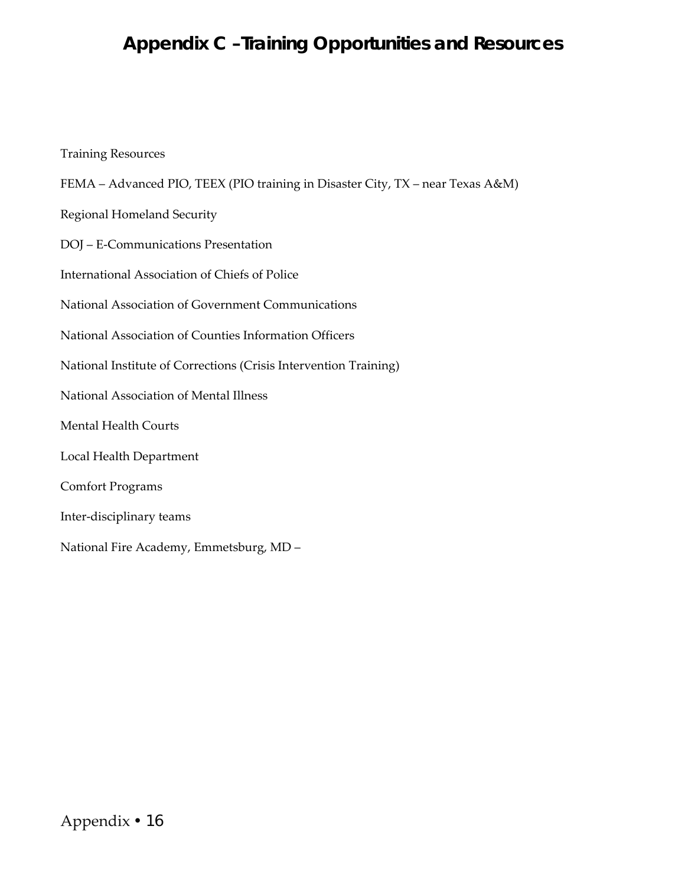# Appendix C – Training Opportunities and Resources

Training Resources

FEMA – Advanced PIO, TEEX (PIO training in Disaster City, TX – near Texas A&M)

Regional Homeland Security

DOJ – E-Communications Presentation

International Association of Chiefs of Police

National Association of Government Communications

National Association of Counties Information Officers

National Institute of Corrections (Crisis Intervention Training)

National Association of Mental Illness

Mental Health Courts

Local Health Department

Comfort Programs

Inter-disciplinary teams

National Fire Academy, Emmetsburg, MD –